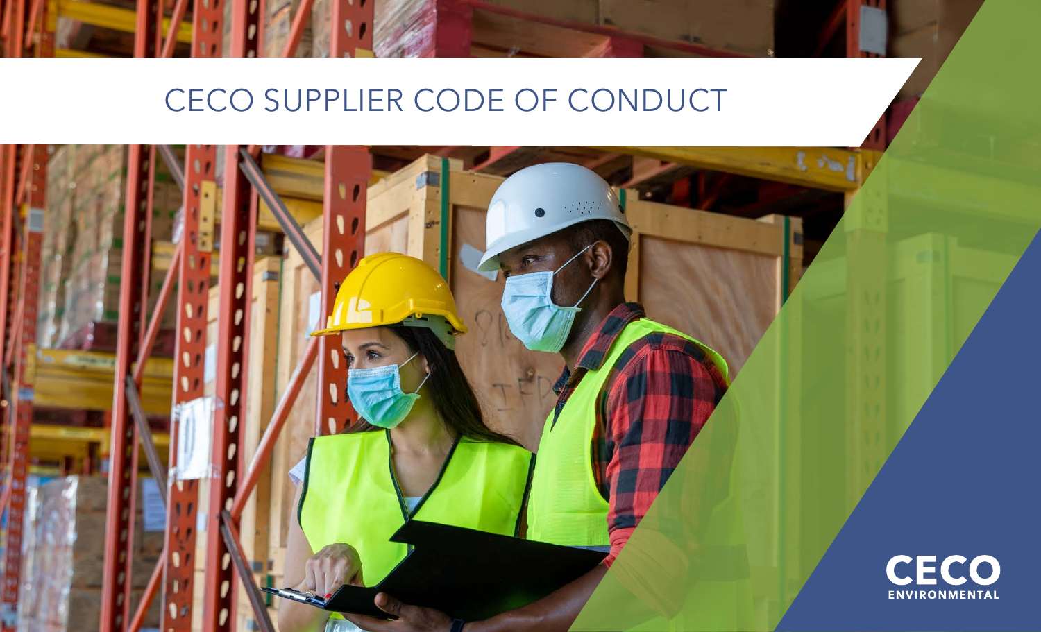# CECO SUPPLIER CODE OF CONDUCT

CECO
ENVIRONMENTAL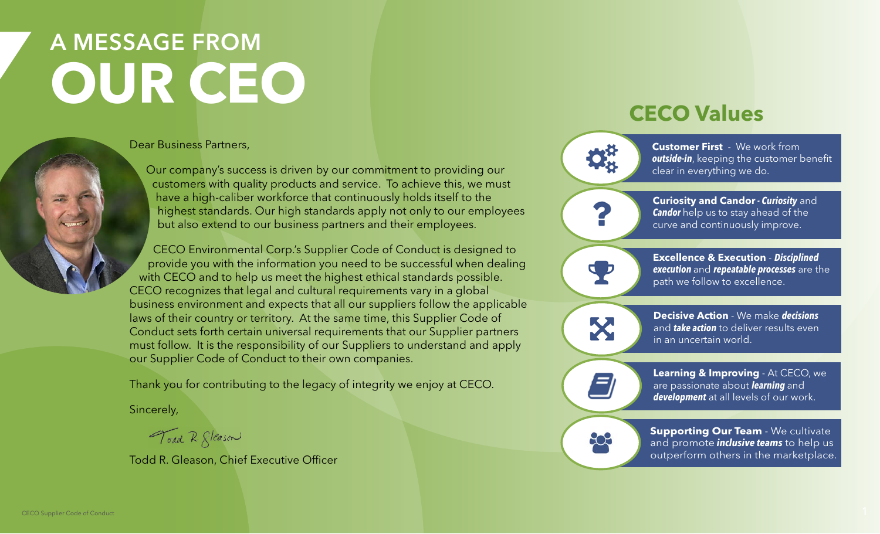# A MESSAGE FROM OUR CEO

Dear Business Partners,

Our company's success is driven by our commitment to providing our customers with quality products and service. To achieve this, we must have a high-caliber workforce that continuously holds itself to the highest standards. Our high standards apply not only to our employees but also extend to our business partners and their employees.

CECO Environmental Corp.'s Supplier Code of Conduct is designed to provide you with the information you need to be successful when dealing with CECO and to help us meet the highest ethical standards possible. CECO recognizes that legal and cultural requirements vary in a global business environment and expects that all our suppliers follow the applicable laws of their country or territory. At the same time, this Supplier Code of Conduct sets forth certain universal requirements that our Supplier partners must follow. It is the responsibility of our Suppliers to understand and apply our Supplier Code of Conduct to their own companies.

Thank you for contributing to the legacy of integrity we enjoy at CECO.

Sincerely,

Todd R. Gleason

Todd R. Gleason, Chief Executive Officer

## CECO Values

**Customer First** - We work from ***outside-in***, keeping the customer benefit clear in everything we do.

**Curiosity and Candor** - ***Curiosity*** and ***Candor*** help us to stay ahead of the curve and continuously improve.

**Excellence & Execution** - ***Disciplined execution*** and ***repeatable processes*** are the path we follow to excellence.

**Decisive Action** - We make ***decisions*** and ***take action*** to deliver results even in an uncertain world.

**Learning & Improving** - At CECO, we are passionate about ***learning*** and ***development*** at all levels of our work.

**Supporting Our Team** - We cultivate and promote ***inclusive teams*** to help us outperform others in the marketplace.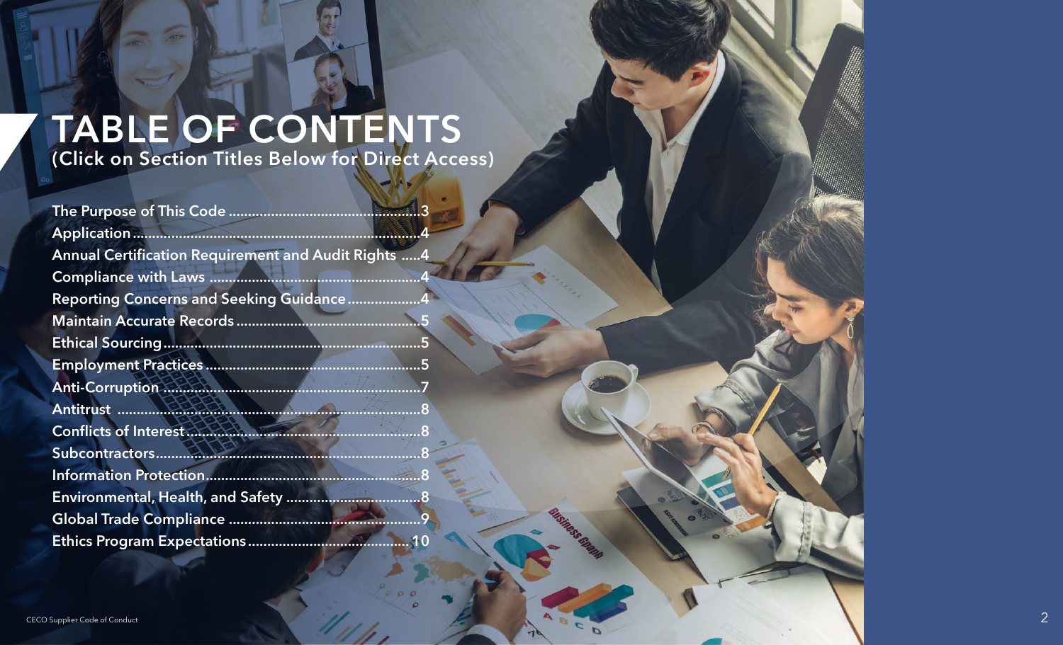# TABLE OF CONTENTS

## (Click on Section Titles Below for Direct Access)

- The Purpose of This Code ....................3
- Application ....................4
- Annual Certification Requirement and Audit Rights .....4
- Compliance with Laws ....................4
- Reporting Concerns and Seeking Guidance ....................4
- Maintain Accurate Records ....................5
- Ethical Sourcing ....................5
- Employment Practices ....................5
- Anti-Corruption ....................7
- Antitrust ....................8
- Conflicts of Interest ....................8
- Subcontractors ....................8
- Information Protection ....................8
- Environmental, Health, and Safety ....................8
- Global Trade Compliance ....................9
- Ethics Program Expectations ....................10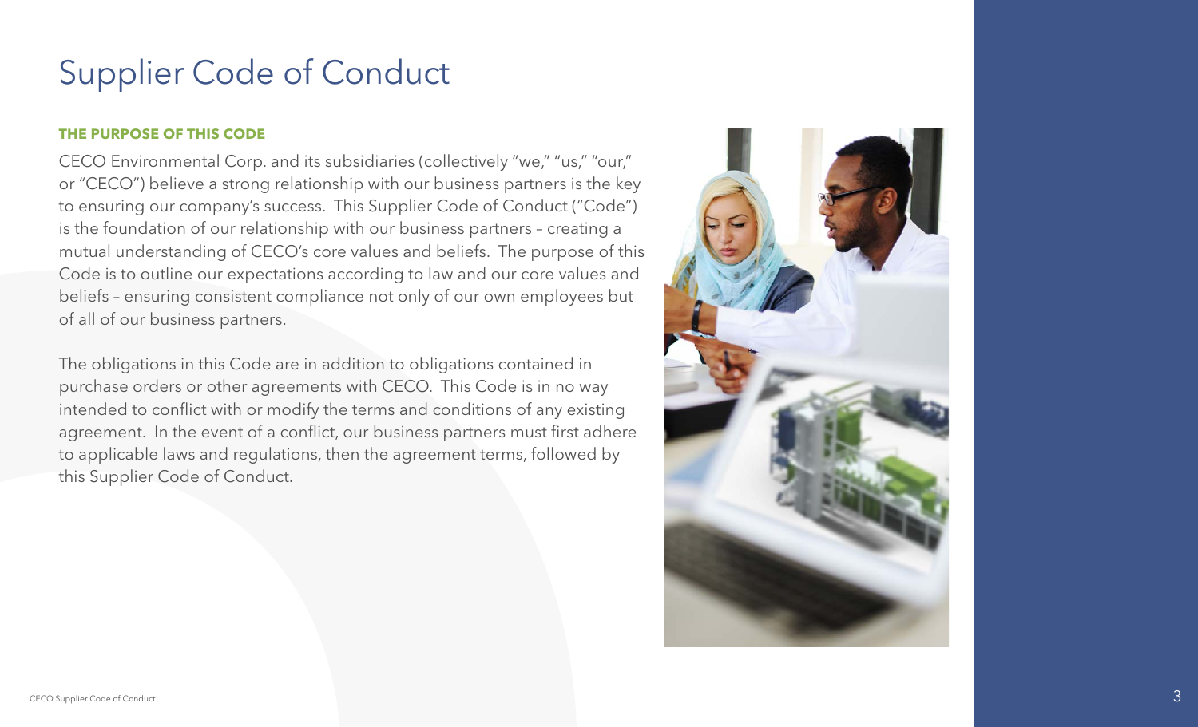# Supplier Code of Conduct

**THE PURPOSE OF THIS CODE**

CECO Environmental Corp. and its subsidiaries (collectively "we," "us," "our," or "CECO") believe a strong relationship with our business partners is the key to ensuring our company's success. This Supplier Code of Conduct ("Code") is the foundation of our relationship with our business partners – creating a mutual understanding of CECO's core values and beliefs. The purpose of this Code is to outline our expectations according to law and our core values and beliefs – ensuring consistent compliance not only of our own employees but of all of our business partners.

The obligations in this Code are in addition to obligations contained in purchase orders or other agreements with CECO. This Code is in no way intended to conflict with or modify the terms and conditions of any existing agreement. In the event of a conflict, our business partners must first adhere to applicable laws and regulations, then the agreement terms, followed by this Supplier Code of Conduct.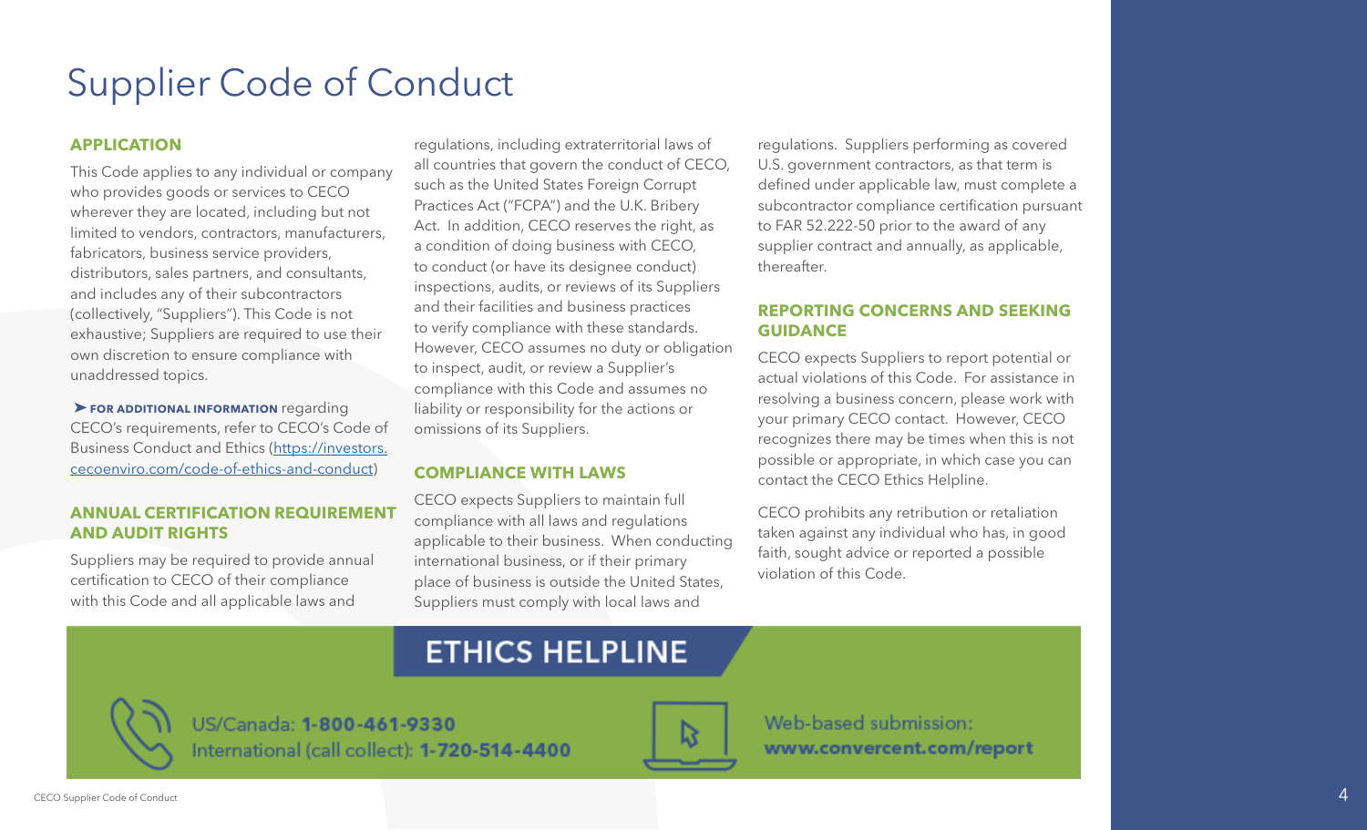# Supplier Code of Conduct

## APPLICATION

This Code applies to any individual or company who provides goods or services to CECO wherever they are located, including but not limited to vendors, contractors, manufacturers, fabricators, business service providers, distributors, sales partners, and consultants, and includes any of their subcontractors (collectively, "Suppliers"). This Code is not exhaustive; Suppliers are required to use their own discretion to ensure compliance with unaddressed topics.

➤ **FOR ADDITIONAL INFORMATION** regarding CECO's requirements, refer to CECO's Code of Business Conduct and Ethics (https://investors.cecoenviro.com/code-of-ethics-and-conduct)

## ANNUAL CERTIFICATION REQUIREMENT AND AUDIT RIGHTS

Suppliers may be required to provide annual certification to CECO of their compliance with this Code and all applicable laws and regulations, including extraterritorial laws of all countries that govern the conduct of CECO, such as the United States Foreign Corrupt Practices Act ("FCPA") and the U.K. Bribery Act. In addition, CECO reserves the right, as a condition of doing business with CECO, to conduct (or have its designee conduct) inspections, audits, or reviews of its Suppliers and their facilities and business practices to verify compliance with these standards. However, CECO assumes no duty or obligation to inspect, audit, or review a Supplier's compliance with this Code and assumes no liability or responsibility for the actions or omissions of its Suppliers.

## COMPLIANCE WITH LAWS

CECO expects Suppliers to maintain full compliance with all laws and regulations applicable to their business. When conducting international business, or if their primary place of business is outside the United States, Suppliers must comply with local laws and regulations. Suppliers performing as covered U.S. government contractors, as that term is defined under applicable law, must complete a subcontractor compliance certification pursuant to FAR 52.222-50 prior to the award of any supplier contract and annually, as applicable, thereafter.

## REPORTING CONCERNS AND SEEKING GUIDANCE

CECO expects Suppliers to report potential or actual violations of this Code. For assistance in resolving a business concern, please work with your primary CECO contact. However, CECO recognizes there may be times when this is not possible or appropriate, in which case you can contact the CECO Ethics Helpline.

CECO prohibits any retribution or retaliation taken against any individual who has, in good faith, sought advice or reported a possible violation of this Code.

## ETHICS HELPLINE

US/Canada: **1-800-461-9330**
International (call collect): **1-720-514-4400**

Web-based submission:
**www.convercent.com/report**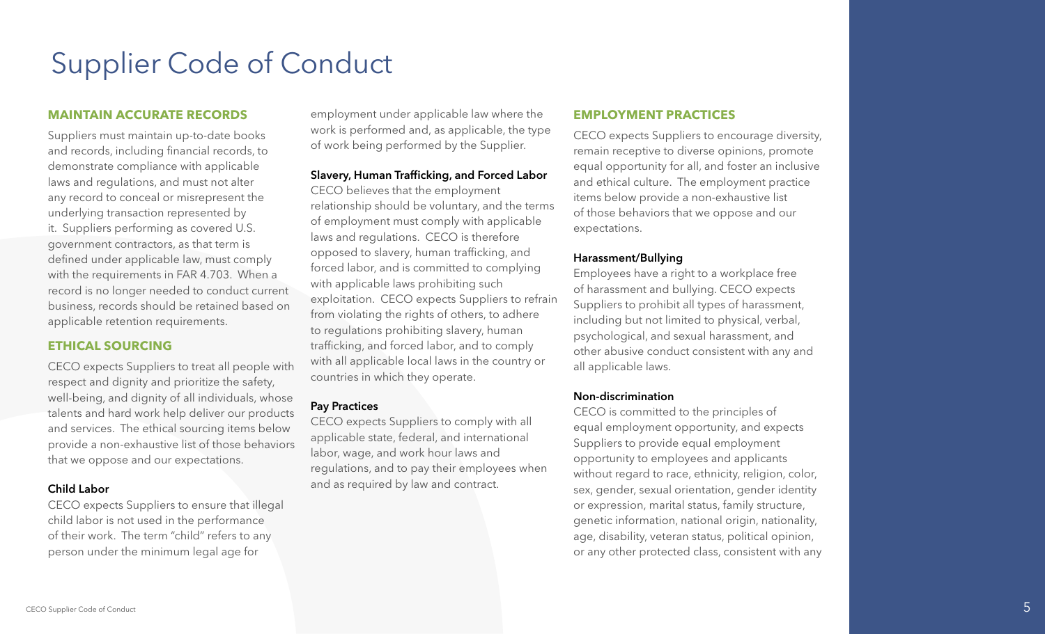# Supplier Code of Conduct

## MAINTAIN ACCURATE RECORDS

Suppliers must maintain up-to-date books and records, including financial records, to demonstrate compliance with applicable laws and regulations, and must not alter any record to conceal or misrepresent the underlying transaction represented by it. Suppliers performing as covered U.S. government contractors, as that term is defined under applicable law, must comply with the requirements in FAR 4.703. When a record is no longer needed to conduct current business, records should be retained based on applicable retention requirements.

## ETHICAL SOURCING

CECO expects Suppliers to treat all people with respect and dignity and prioritize the safety, well-being, and dignity of all individuals, whose talents and hard work help deliver our products and services. The ethical sourcing items below provide a non-exhaustive list of those behaviors that we oppose and our expectations.

### Child Labor

CECO expects Suppliers to ensure that illegal child labor is not used in the performance of their work. The term "child" refers to any person under the minimum legal age for employment under applicable law where the work is performed and, as applicable, the type of work being performed by the Supplier.

### Slavery, Human Trafficking, and Forced Labor

CECO believes that the employment relationship should be voluntary, and the terms of employment must comply with applicable laws and regulations. CECO is therefore opposed to slavery, human trafficking, and forced labor, and is committed to complying with applicable laws prohibiting such exploitation. CECO expects Suppliers to refrain from violating the rights of others, to adhere to regulations prohibiting slavery, human trafficking, and forced labor, and to comply with all applicable local laws in the country or countries in which they operate.

### Pay Practices

CECO expects Suppliers to comply with all applicable state, federal, and international labor, wage, and work hour laws and regulations, and to pay their employees when and as required by law and contract.

## EMPLOYMENT PRACTICES

CECO expects Suppliers to encourage diversity, remain receptive to diverse opinions, promote equal opportunity for all, and foster an inclusive and ethical culture. The employment practice items below provide a non-exhaustive list of those behaviors that we oppose and our expectations.

### Harassment/Bullying

Employees have a right to a workplace free of harassment and bullying. CECO expects Suppliers to prohibit all types of harassment, including but not limited to physical, verbal, psychological, and sexual harassment, and other abusive conduct consistent with any and all applicable laws.

### Non-discrimination

CECO is committed to the principles of equal employment opportunity, and expects Suppliers to provide equal employment opportunity to employees and applicants without regard to race, ethnicity, religion, color, sex, gender, sexual orientation, gender identity or expression, marital status, family structure, genetic information, national origin, nationality, age, disability, veteran status, political opinion, or any other protected class, consistent with any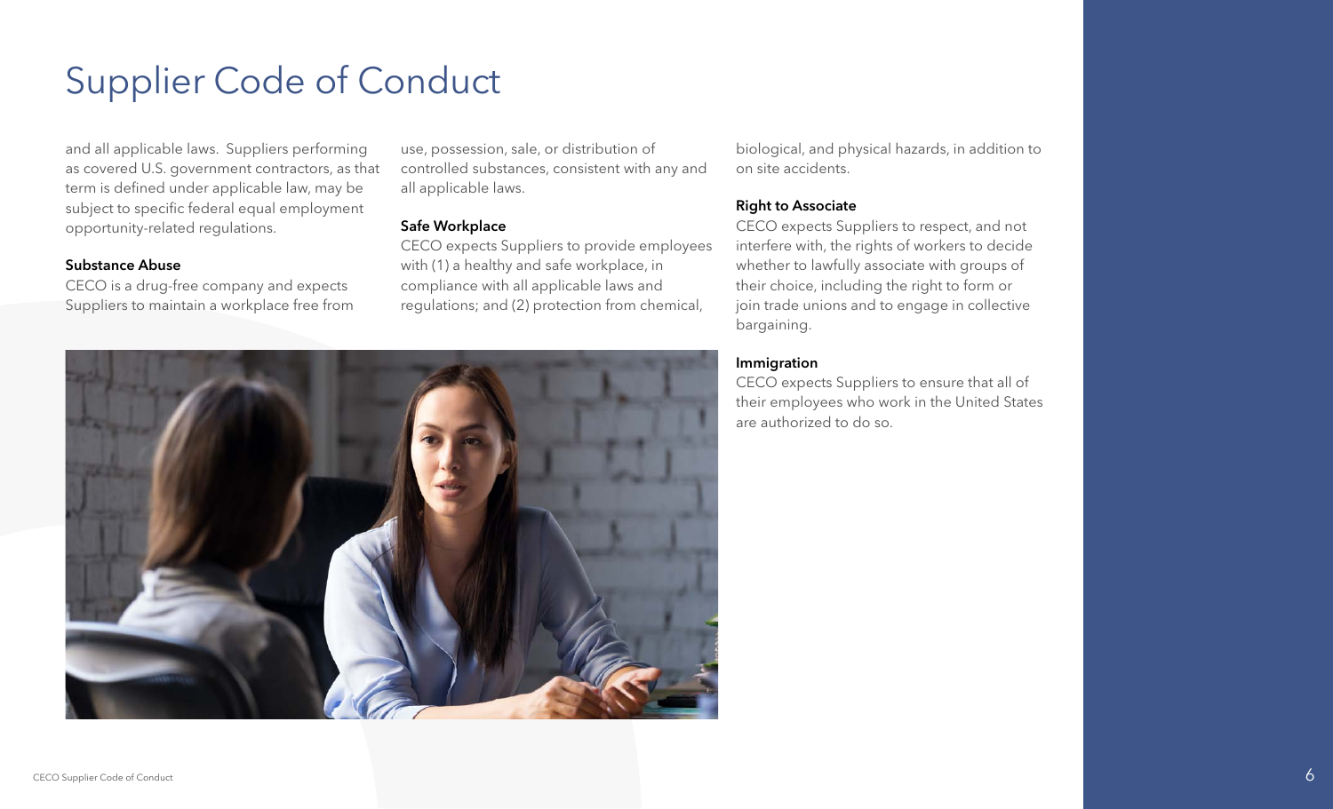# Supplier Code of Conduct

and all applicable laws. Suppliers performing as covered U.S. government contractors, as that term is defined under applicable law, may be subject to specific federal equal employment opportunity-related regulations.

**Substance Abuse**

CECO is a drug-free company and expects Suppliers to maintain a workplace free from use, possession, sale, or distribution of controlled substances, consistent with any and all applicable laws.

**Safe Workplace**

CECO expects Suppliers to provide employees with (1) a healthy and safe workplace, in compliance with all applicable laws and regulations; and (2) protection from chemical, biological, and physical hazards, in addition to on site accidents.

**Right to Associate**

CECO expects Suppliers to respect, and not interfere with, the rights of workers to decide whether to lawfully associate with groups of their choice, including the right to form or join trade unions and to engage in collective bargaining.

**Immigration**

CECO expects Suppliers to ensure that all of their employees who work in the United States are authorized to do so.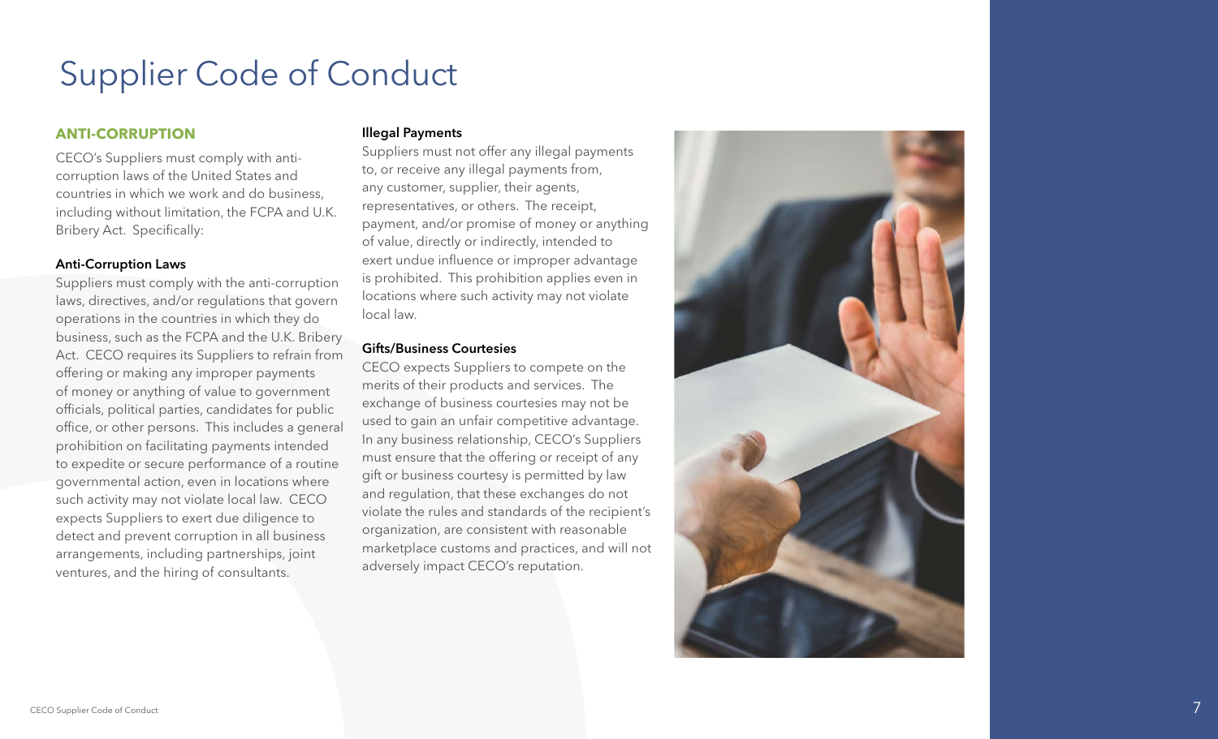# Supplier Code of Conduct

## ANTI-CORRUPTION

CECO's Suppliers must comply with anti-corruption laws of the United States and countries in which we work and do business, including without limitation, the FCPA and U.K. Bribery Act. Specifically:

### Anti-Corruption Laws

Suppliers must comply with the anti-corruption laws, directives, and/or regulations that govern operations in the countries in which they do business, such as the FCPA and the U.K. Bribery Act. CECO requires its Suppliers to refrain from offering or making any improper payments of money or anything of value to government officials, political parties, candidates for public office, or other persons. This includes a general prohibition on facilitating payments intended to expedite or secure performance of a routine governmental action, even in locations where such activity may not violate local law. CECO expects Suppliers to exert due diligence to detect and prevent corruption in all business arrangements, including partnerships, joint ventures, and the hiring of consultants.

### Illegal Payments

Suppliers must not offer any illegal payments to, or receive any illegal payments from, any customer, supplier, their agents, representatives, or others. The receipt, payment, and/or promise of money or anything of value, directly or indirectly, intended to exert undue influence or improper advantage is prohibited. This prohibition applies even in locations where such activity may not violate local law.

### Gifts/Business Courtesies

CECO expects Suppliers to compete on the merits of their products and services. The exchange of business courtesies may not be used to gain an unfair competitive advantage. In any business relationship, CECO's Suppliers must ensure that the offering or receipt of any gift or business courtesy is permitted by law and regulation, that these exchanges do not violate the rules and standards of the recipient's organization, are consistent with reasonable marketplace customs and practices, and will not adversely impact CECO's reputation.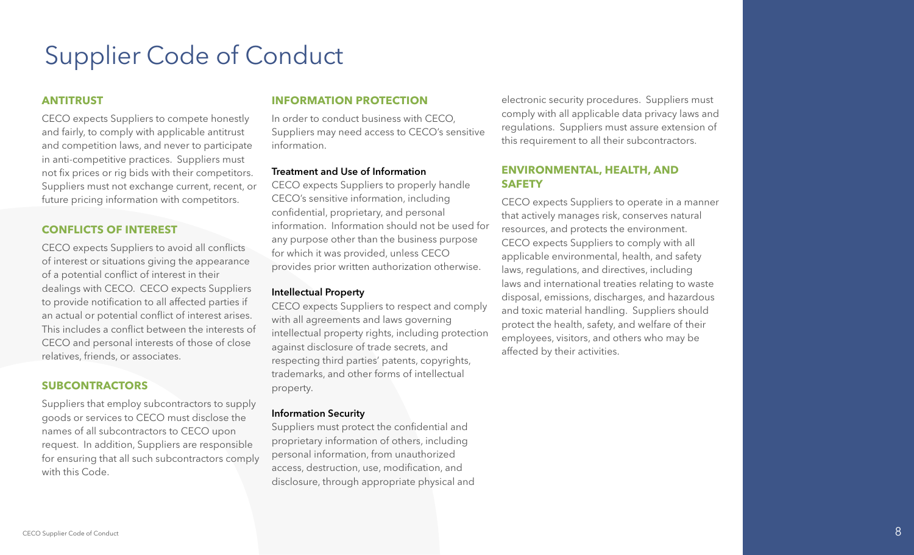# Supplier Code of Conduct

## ANTITRUST

CECO expects Suppliers to compete honestly and fairly, to comply with applicable antitrust and competition laws, and never to participate in anti-competitive practices. Suppliers must not fix prices or rig bids with their competitors. Suppliers must not exchange current, recent, or future pricing information with competitors.

## CONFLICTS OF INTEREST

CECO expects Suppliers to avoid all conflicts of interest or situations giving the appearance of a potential conflict of interest in their dealings with CECO. CECO expects Suppliers to provide notification to all affected parties if an actual or potential conflict of interest arises. This includes a conflict between the interests of CECO and personal interests of those of close relatives, friends, or associates.

## SUBCONTRACTORS

Suppliers that employ subcontractors to supply goods or services to CECO must disclose the names of all subcontractors to CECO upon request. In addition, Suppliers are responsible for ensuring that all such subcontractors comply with this Code.

## INFORMATION PROTECTION

In order to conduct business with CECO, Suppliers may need access to CECO's sensitive information.

### Treatment and Use of Information

CECO expects Suppliers to properly handle CECO's sensitive information, including confidential, proprietary, and personal information. Information should not be used for any purpose other than the business purpose for which it was provided, unless CECO provides prior written authorization otherwise.

### Intellectual Property

CECO expects Suppliers to respect and comply with all agreements and laws governing intellectual property rights, including protection against disclosure of trade secrets, and respecting third parties' patents, copyrights, trademarks, and other forms of intellectual property.

### Information Security

Suppliers must protect the confidential and proprietary information of others, including personal information, from unauthorized access, destruction, use, modification, and disclosure, through appropriate physical and electronic security procedures. Suppliers must comply with all applicable data privacy laws and regulations. Suppliers must assure extension of this requirement to all their subcontractors.

## ENVIRONMENTAL, HEALTH, AND SAFETY

CECO expects Suppliers to operate in a manner that actively manages risk, conserves natural resources, and protects the environment. CECO expects Suppliers to comply with all applicable environmental, health, and safety laws, regulations, and directives, including laws and international treaties relating to waste disposal, emissions, discharges, and hazardous and toxic material handling. Suppliers should protect the health, safety, and welfare of their employees, visitors, and others who may be affected by their activities.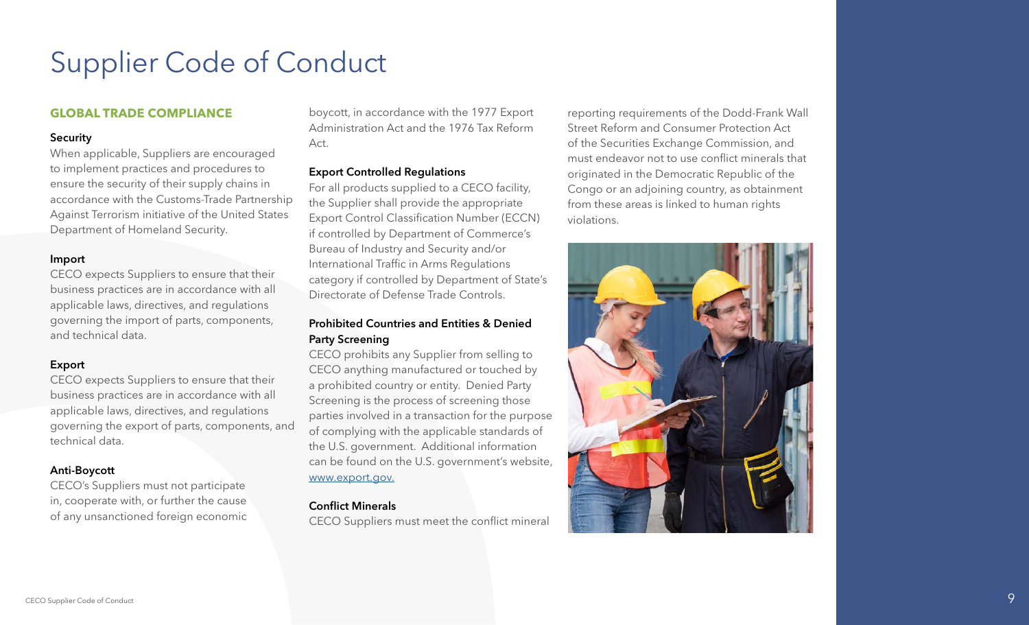# Supplier Code of Conduct

## GLOBAL TRADE COMPLIANCE

### Security

When applicable, Suppliers are encouraged to implement practices and procedures to ensure the security of their supply chains in accordance with the Customs-Trade Partnership Against Terrorism initiative of the United States Department of Homeland Security.

### Import

CECO expects Suppliers to ensure that their business practices are in accordance with all applicable laws, directives, and regulations governing the import of parts, components, and technical data.

### Export

CECO expects Suppliers to ensure that their business practices are in accordance with all applicable laws, directives, and regulations governing the export of parts, components, and technical data.

### Anti-Boycott

CECO's Suppliers must not participate in, cooperate with, or further the cause of any unsanctioned foreign economic boycott, in accordance with the 1977 Export Administration Act and the 1976 Tax Reform Act.

### Export Controlled Regulations

For all products supplied to a CECO facility, the Supplier shall provide the appropriate Export Control Classification Number (ECCN) if controlled by Department of Commerce's Bureau of Industry and Security and/or International Traffic in Arms Regulations category if controlled by Department of State's Directorate of Defense Trade Controls.

### Prohibited Countries and Entities & Denied Party Screening

CECO prohibits any Supplier from selling to CECO anything manufactured or touched by a prohibited country or entity. Denied Party Screening is the process of screening those parties involved in a transaction for the purpose of complying with the applicable standards of the U.S. government. Additional information can be found on the U.S. government's website, [www.export.gov.](http://www.export.gov)

### Conflict Minerals

CECO Suppliers must meet the conflict mineral reporting requirements of the Dodd-Frank Wall Street Reform and Consumer Protection Act of the Securities Exchange Commission, and must endeavor not to use conflict minerals that originated in the Democratic Republic of the Congo or an adjoining country, as obtainment from these areas is linked to human rights violations.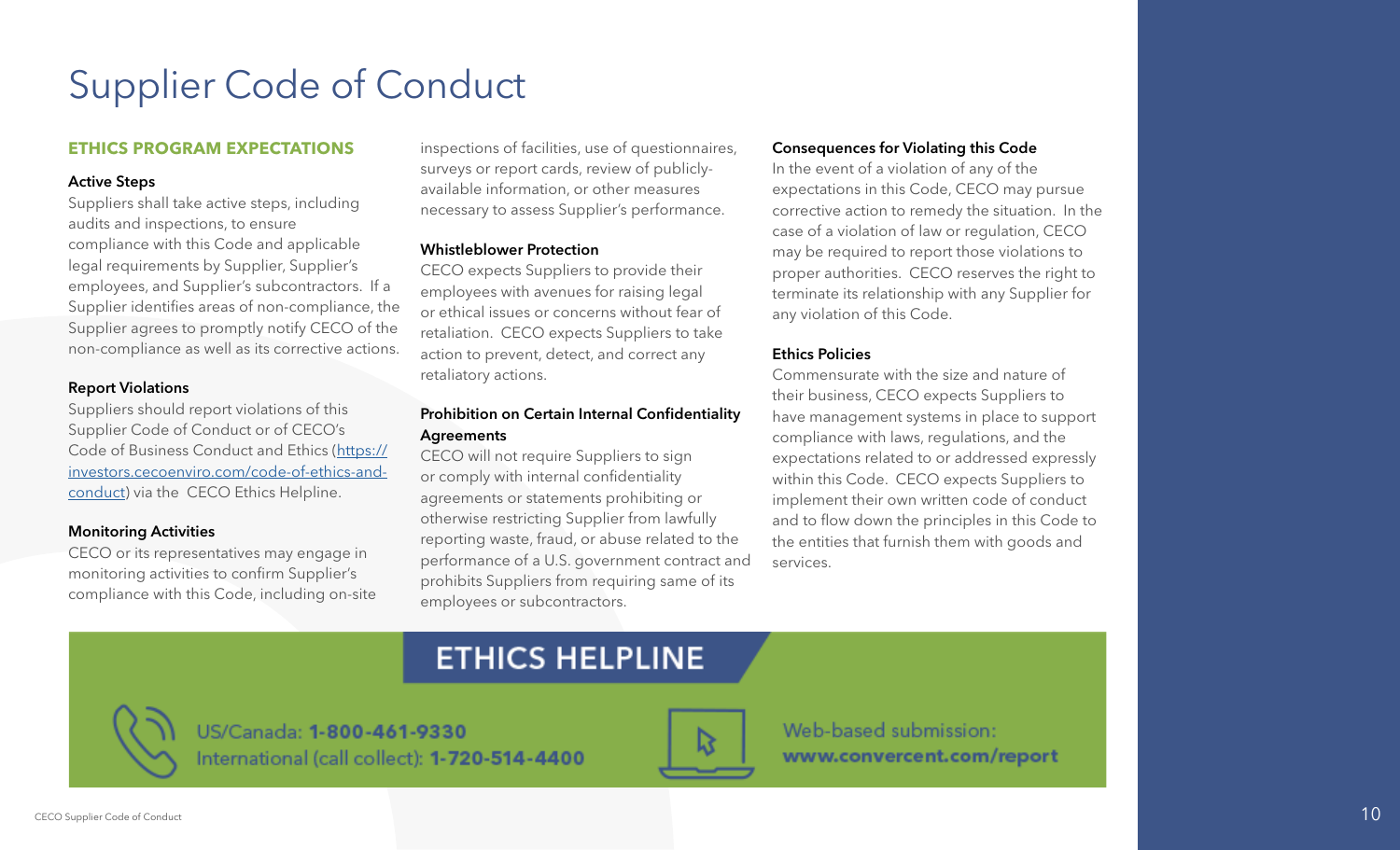# Supplier Code of Conduct

## ETHICS PROGRAM EXPECTATIONS

### Active Steps

Suppliers shall take active steps, including audits and inspections, to ensure compliance with this Code and applicable legal requirements by Supplier, Supplier's employees, and Supplier's subcontractors. If a Supplier identifies areas of non-compliance, the Supplier agrees to promptly notify CECO of the non-compliance as well as its corrective actions.

### Report Violations

Suppliers should report violations of this Supplier Code of Conduct or of CECO's Code of Business Conduct and Ethics ([https://investors.cecoenviro.com/code-of-ethics-and-conduct](https://investors.cecoenviro.com/code-of-ethics-and-conduct)) via the CECO Ethics Helpline.

### Monitoring Activities

CECO or its representatives may engage in monitoring activities to confirm Supplier's compliance with this Code, including on-site inspections of facilities, use of questionnaires, surveys or report cards, review of publicly-available information, or other measures necessary to assess Supplier's performance.

### Whistleblower Protection

CECO expects Suppliers to provide their employees with avenues for raising legal or ethical issues or concerns without fear of retaliation. CECO expects Suppliers to take action to prevent, detect, and correct any retaliatory actions.

### Prohibition on Certain Internal Confidentiality Agreements

CECO will not require Suppliers to sign or comply with internal confidentiality agreements or statements prohibiting or otherwise restricting Supplier from lawfully reporting waste, fraud, or abuse related to the performance of a U.S. government contract and prohibits Suppliers from requiring same of its employees or subcontractors.

### Consequences for Violating this Code

In the event of a violation of any of the expectations in this Code, CECO may pursue corrective action to remedy the situation. In the case of a violation of law or regulation, CECO may be required to report those violations to proper authorities. CECO reserves the right to terminate its relationship with any Supplier for any violation of this Code.

### Ethics Policies

Commensurate with the size and nature of their business, CECO expects Suppliers to have management systems in place to support compliance with laws, regulations, and the expectations related to or addressed expressly within this Code. CECO expects Suppliers to implement their own written code of conduct and to flow down the principles in this Code to the entities that furnish them with goods and services.

## ETHICS HELPLINE

US/Canada: **1-800-461-9330**
International (call collect): **1-720-514-4400**

Web-based submission:
**www.convercent.com/report**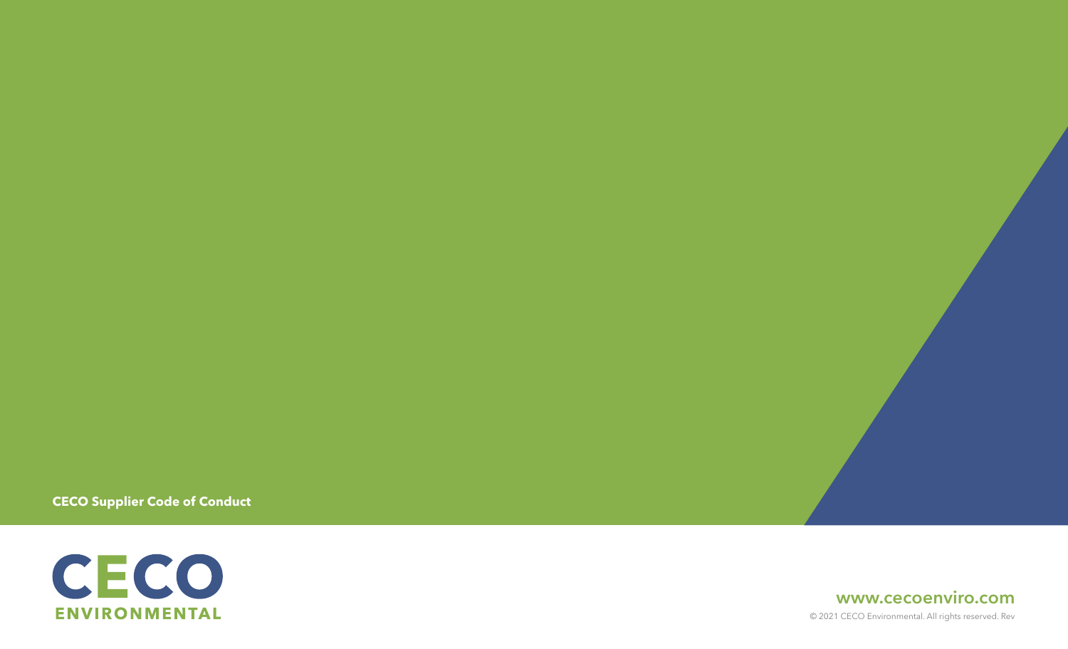**CECO Supplier Code of Conduct**

CECO

ENVIRONMENTAL

**www.cecoenviro.com**

© 2021 CECO Environmental. All rights reserved. Rev